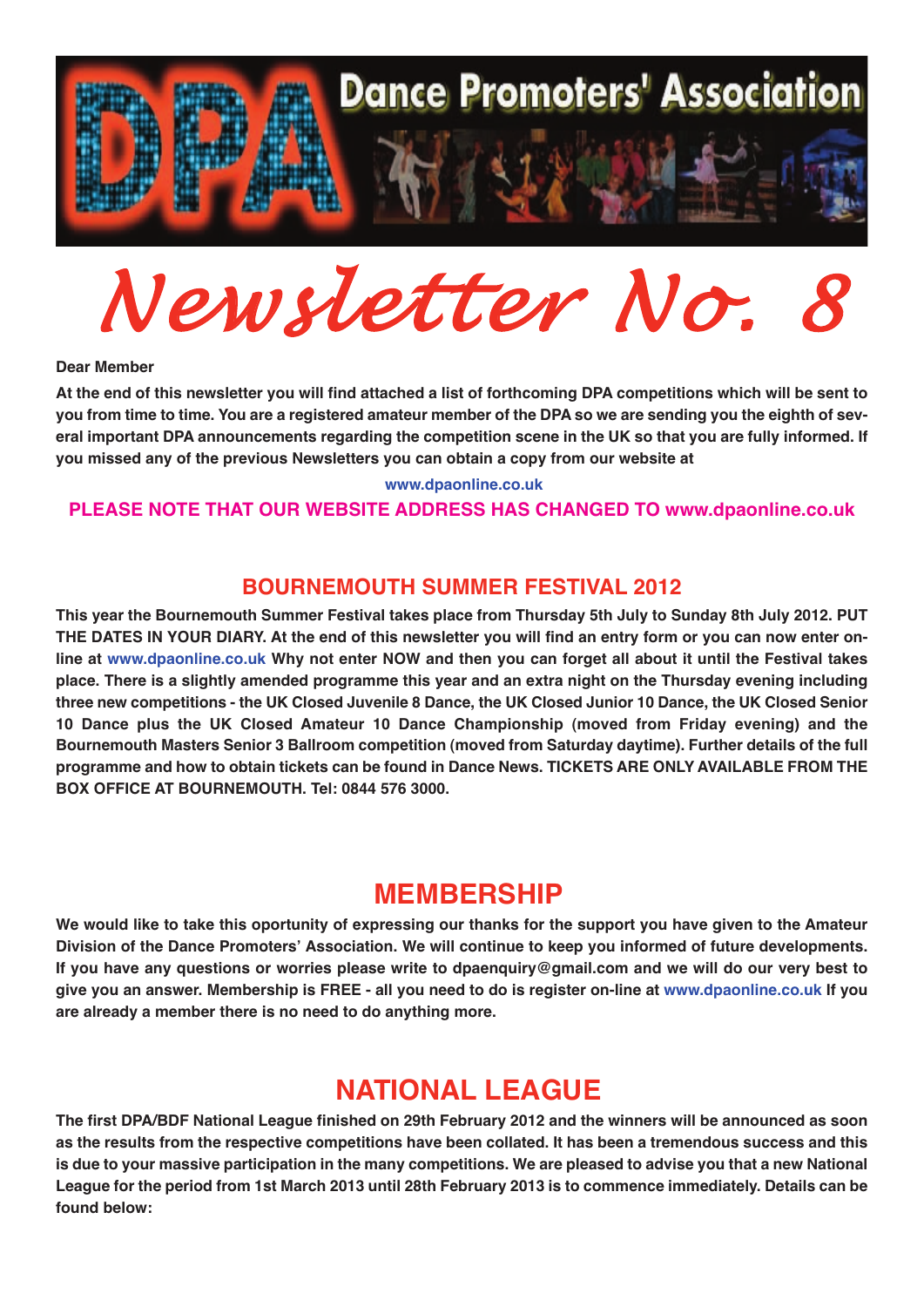# Dance Promoters' Association

# *Newsletter No. 8*

**Dear Member**

**At the end of this newsletter you will find attached a list of forthcoming DPA competitions which will be sent to you from time to time. You are a registered amateur member of the DPA so we are sending you the eighth of several important DPA announcements regarding the competition scene in the UK so that you are fully informed. If you missed any of the previous Newsletters you can obtain a copy from our website at**

**www.dpaonline.co.uk**

**PLEASE NOTE THAT OUR WEBSITE ADDRESS HAS CHANGED TO www.dpaonline.co.uk**

## BOURNEMOUTH SUMMER FESTIVAL 2012

**This year the Bournemouth Summer Festival takes place from Thursday 5th July to Sunday 8th July 2012. PUT THE DATES IN YOUR DIARY. At the end of this newsletter you will find an entry form or you can now enter on-line at www.dpaonline.co.uk Why not enter NOW and then you can forget all about it until the Festival takes place. There is a slightly amended programme this year and an extra night on the Thursday evening including three new competitions - the UK Closed Juvenile 8 Dance, the UK Closed Junior 10 Dance, the UK Closed Senior 10 Dance plus the UK Closed Amateur 10 Dance Championship (moved from Friday evening) and the Bournemouth Masters Senior 3 Ballroom competition (moved from Saturday daytime). Further details of the full programme and how to obtain tickets can be found in Dance News. TICKETS ARE ONLY AVAILABLE FROM THE BOX OFFICE AT BOURNEMOUTH. Tel: 0844 576 3000.**

## MEMBERSHIP

**We would like to take this oportunity of expressing our thanks for the support you have given to the Amateur Division of the Dance Promoters' Association. We will continue to keep you informed of future developments. If you have any questions or worries please write to dpaenquiry@gmail.com and we will do our very best to give you an answer. Membership is FREE - all you need to do is register on-line at www.dpaonline.co.uk If you are already a member there is no need to do anything more.**

## NATIONAL LEAGUE

**The first DPA/BDF National League finished on 29th February 2012 and the winners will be announced as soon as the results from the respective competitions have been collated. It has been a tremendous success and this is due to your massive participation in the many competitions. We are pleased to advise you that a new National League for the period from 1st March 2013 until 28th February 2013 is to commence immediately. Details can be found below:**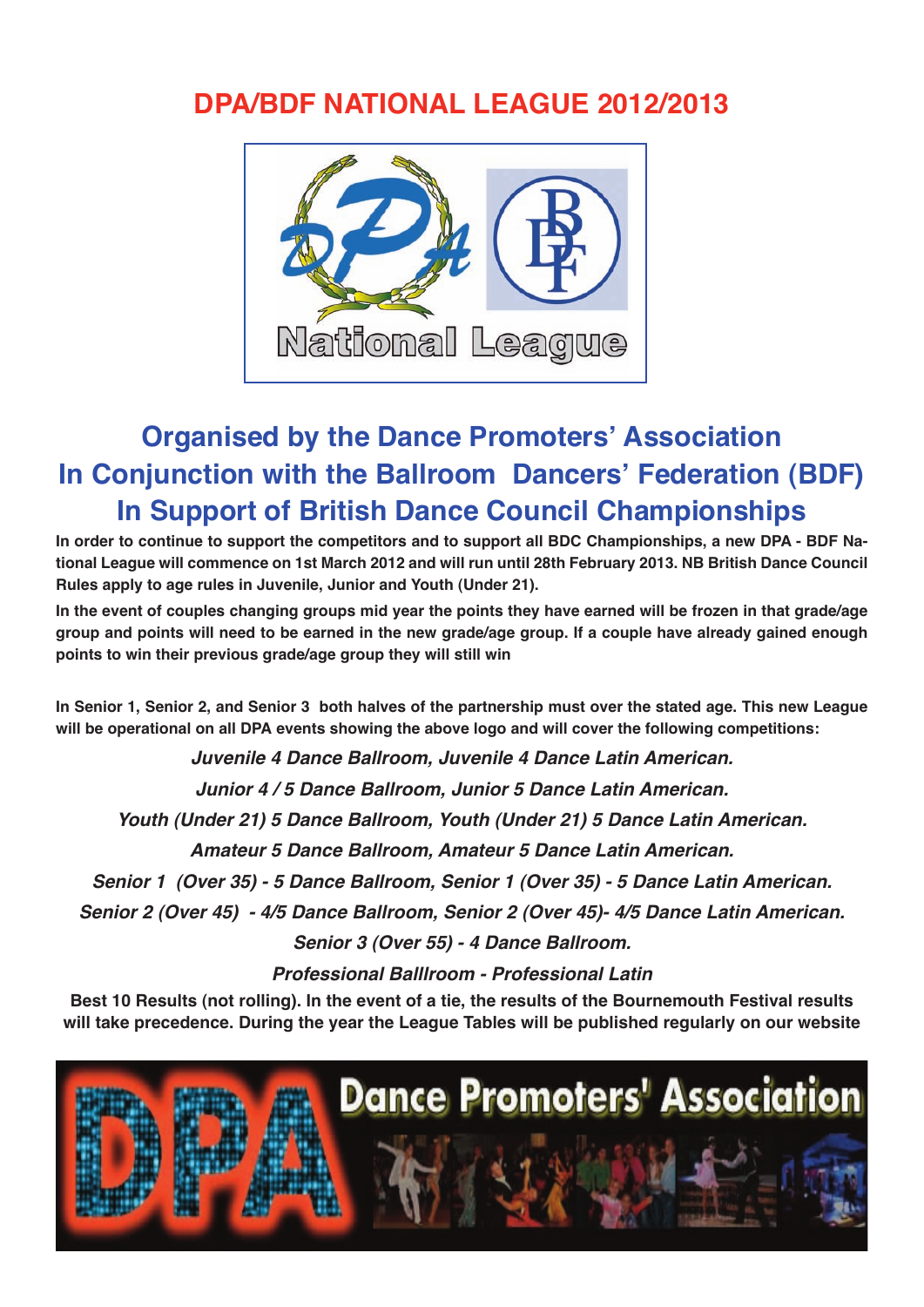# DPA/BDF NATIONAL LEAGUE 2012/2013

National League

## Organised by the Dance Promoters' Association
## In Conjunction with the Ballroom Dancers' Federation (BDF)
## In Support of British Dance Council Championships

**In order to continue to support the competitors and to support all BDC Championships, a new DPA - BDF National League will commence on 1st March 2012 and will run until 28th February 2013. NB British Dance Council Rules apply to age rules in Juvenile, Junior and Youth (Under 21).**

**In the event of couples changing groups mid year the points they have earned will be frozen in that grade/age group and points will need to be earned in the new grade/age group. If a couple have already gained enough points to win their previous grade/age group they will still win**

**In Senior 1, Senior 2, and Senior 3 both halves of the partnership must over the stated age. This new League will be operational on all DPA events showing the above logo and will cover the following competitions:**

***Juvenile 4 Dance Ballroom, Juvenile 4 Dance Latin American.***

***Junior 4 / 5 Dance Ballroom, Junior 5 Dance Latin American.***

***Youth (Under 21) 5 Dance Ballroom, Youth (Under 21) 5 Dance Latin American.***

***Amateur 5 Dance Ballroom, Amateur 5 Dance Latin American.***

***Senior 1 (Over 35) - 5 Dance Ballroom, Senior 1 (Over 35) - 5 Dance Latin American.***

***Senior 2 (Over 45) - 4/5 Dance Ballroom, Senior 2 (Over 45)- 4/5 Dance Latin American.***

***Senior 3 (Over 55) - 4 Dance Ballroom.***

***Professional Balllroom - Professional Latin***

**Best 10 Results (not rolling). In the event of a tie, the results of the Bournemouth Festival results will take precedence. During the year the League Tables will be published regularly on our website**

DPA Dance Promoters' Association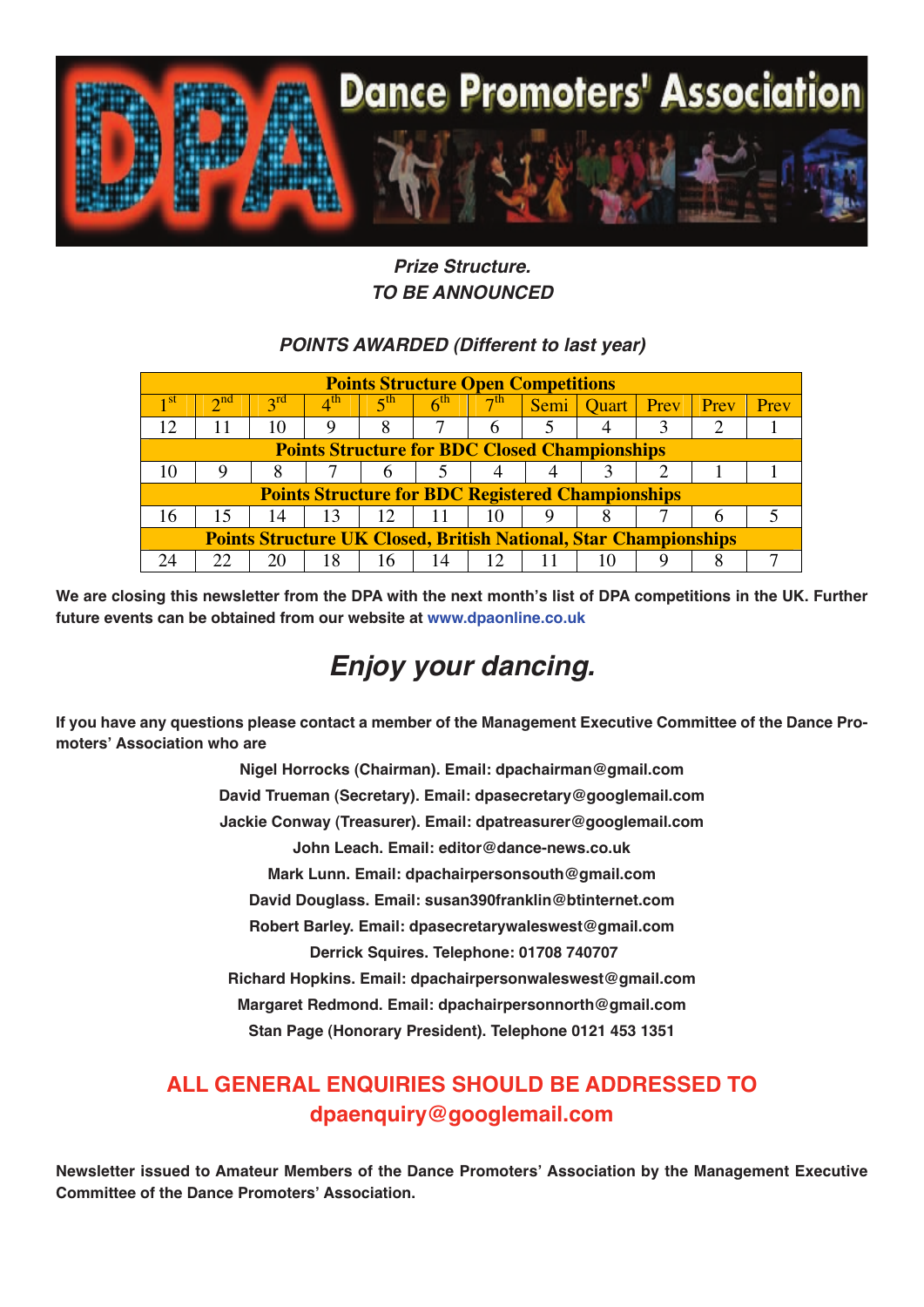# Dance Promoters' Association

***Prize Structure.***
***TO BE ANNOUNCED***

***POINTS AWARDED (Different to last year)***

| Points Structure Open Competitions | | | | | | | | | | | |
|---|---|---|---|---|---|---|---|---|---|---|---|
| 1st | 2nd | 3rd | 4th | 5th | 6th | 7th | Semi | Quart | Prev | Prev | Prev |
| 12 | 11 | 10 | 9 | 8 | 7 | 6 | 5 | 4 | 3 | 2 | 1 |
| **Points Structure for BDC Closed Championships** | | | | | | | | | | | |
| 10 | 9 | 8 | 7 | 6 | 5 | 4 | 4 | 3 | 2 | 1 | 1 |
| **Points Structure for BDC Registered Championships** | | | | | | | | | | | |
| 16 | 15 | 14 | 13 | 12 | 11 | 10 | 9 | 8 | 7 | 6 | 5 |
| **Points Structure UK Closed, British National, Star Championships** | | | | | | | | | | | |
| 24 | 22 | 20 | 18 | 16 | 14 | 12 | 11 | 10 | 9 | 8 | 7 |

**We are closing this newsletter from the DPA with the next month's list of DPA competitions in the UK. Further future events can be obtained from our website at www.dpaonline.co.uk**

## *Enjoy your dancing.*

**If you have any questions please contact a member of the Management Executive Committee of the Dance Promoters' Association who are**

**Nigel Horrocks (Chairman). Email: dpachairman@gmail.com**
**David Trueman (Secretary). Email: dpasecretary@googlemail.com**
**Jackie Conway (Treasurer). Email: dpatreasurer@googlemail.com**
**John Leach. Email: editor@dance-news.co.uk**
**Mark Lunn. Email: dpachairpersonsouth@gmail.com**
**David Douglass. Email: susan390franklin@btinternet.com**
**Robert Barley. Email: dpasecretarywaleswest@gmail.com**
**Derrick Squires. Telephone: 01708 740707**
**Richard Hopkins. Email: dpachairpersonwaleswest@gmail.com**
**Margaret Redmond. Email: dpachairpersonnorth@gmail.com**
**Stan Page (Honorary President). Telephone 0121 453 1351**

**ALL GENERAL ENQUIRIES SHOULD BE ADDRESSED TO**
**dpaenquiry@googlemail.com**

**Newsletter issued to Amateur Members of the Dance Promoters' Association by the Management Executive Committee of the Dance Promoters' Association.**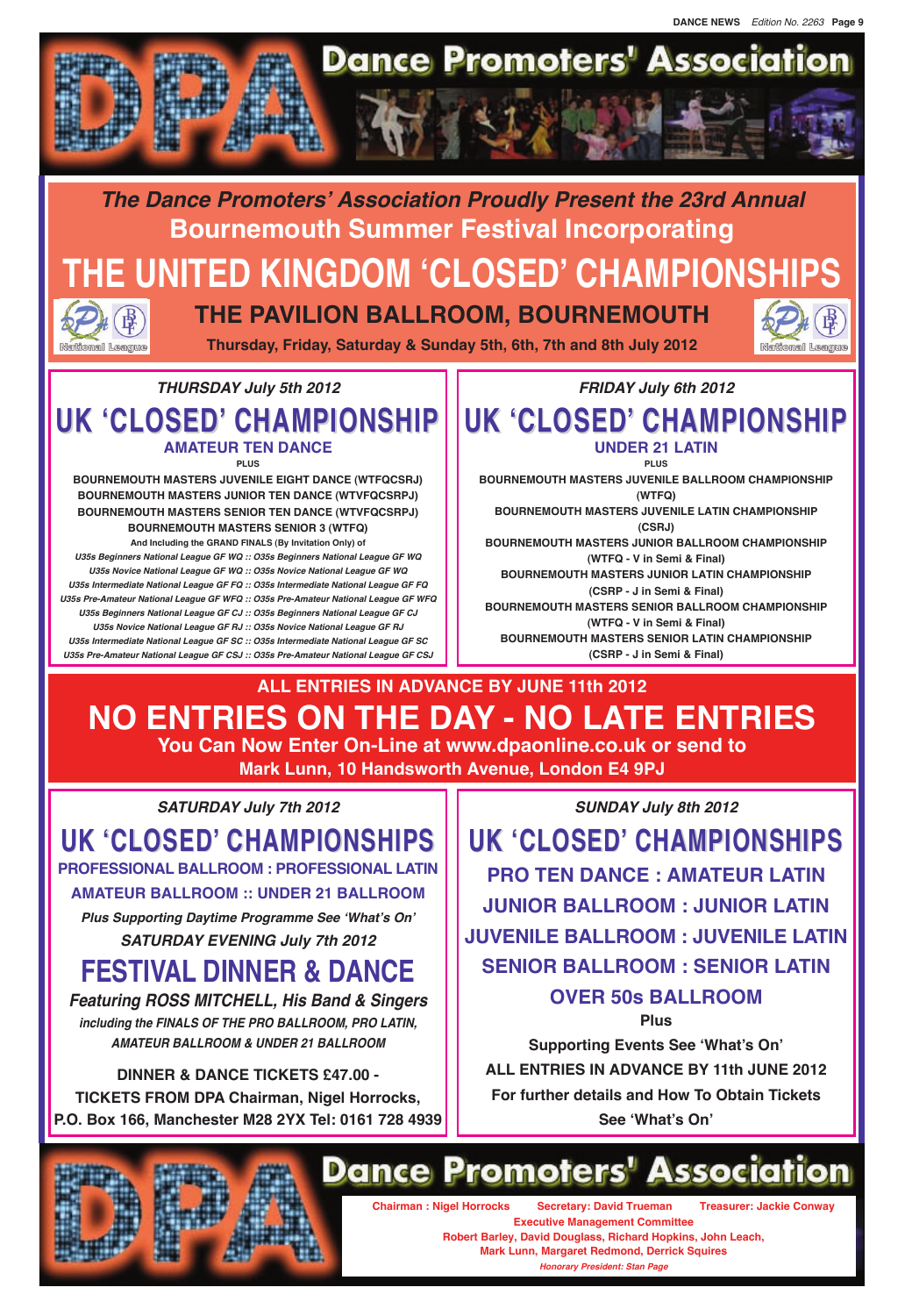# Dance Promoters' Association

***The Dance Promoters' Association Proudly Present the 23rd Annual***
**Bournemouth Summer Festival Incorporating**

# THE UNITED KINGDOM 'CLOSED' CHAMPIONSHIPS

## THE PAVILION BALLROOM, BOURNEMOUTH

**Thursday, Friday, Saturday & Sunday 5th, 6th, 7th and 8th July 2012**

National League

***THURSDAY July 5th 2012***

## UK 'CLOSED' CHAMPIONSHIP

**AMATEUR TEN DANCE**

**PLUS**

**BOURNEMOUTH MASTERS JUVENILE EIGHT DANCE (WTFQCSRJ)**
**BOURNEMOUTH MASTERS JUNIOR TEN DANCE (WTVFQCSRPJ)**
**BOURNEMOUTH MASTERS SENIOR TEN DANCE (WTVFQCSRPJ)**
**BOURNEMOUTH MASTERS SENIOR 3 (WTFQ)**

**And Including the GRAND FINALS (By Invitation Only) of**

*U35s Beginners National League GF WQ :: O35s Beginners National League GF WQ*
*U35s Novice National League GF WQ :: O35s Novice National League GF WQ*
*U35s Intermediate National League GF FQ :: O35s Intermediate National League GF FQ*
*U35s Pre-Amateur National League GF WFQ :: O35s Pre-Amateur National League GF WFQ*
*U35s Beginners National League GF CJ :: O35s Beginners National League GF CJ*
*U35s Novice National League GF RJ :: O35s Novice National League GF RJ*
*U35s Intermediate National League GF SC :: O35s Intermediate National League GF SC*
*U35s Pre-Amateur National League GF CSJ :: O35s Pre-Amateur National League GF CSJ*

***FRIDAY July 6th 2012***

## UK 'CLOSED' CHAMPIONSHIP

**UNDER 21 LATIN**

**PLUS**

**BOURNEMOUTH MASTERS JUVENILE BALLROOM CHAMPIONSHIP (WTFQ)**
**BOURNEMOUTH MASTERS JUVENILE LATIN CHAMPIONSHIP (CSRJ)**
**BOURNEMOUTH MASTERS JUNIOR BALLROOM CHAMPIONSHIP (WTFQ - V in Semi & Final)**
**BOURNEMOUTH MASTERS JUNIOR LATIN CHAMPIONSHIP (CSRP - J in Semi & Final)**
**BOURNEMOUTH MASTERS SENIOR BALLROOM CHAMPIONSHIP (WTFQ - V in Semi & Final)**
**BOURNEMOUTH MASTERS SENIOR LATIN CHAMPIONSHIP (CSRP - J in Semi & Final)**

**ALL ENTRIES IN ADVANCE BY JUNE 11th 2012**

# NO ENTRIES ON THE DAY - NO LATE ENTRIES

**You Can Now Enter On-Line at www.dpaonline.co.uk or send to Mark Lunn, 10 Handsworth Avenue, London E4 9PJ**

***SATURDAY July 7th 2012***

## UK 'CLOSED' CHAMPIONSHIPS

**PROFESSIONAL BALLROOM : PROFESSIONAL LATIN**
**AMATEUR BALLROOM :: UNDER 21 BALLROOM**

***Plus Supporting Daytime Programme See 'What's On'***

***SATURDAY EVENING July 7th 2012***

## FESTIVAL DINNER & DANCE

***Featuring ROSS MITCHELL, His Band & Singers***
***including the FINALS OF THE PRO BALLROOM, PRO LATIN, AMATEUR BALLROOM & UNDER 21 BALLROOM***

**DINNER & DANCE TICKETS £47.00 - TICKETS FROM DPA Chairman, Nigel Horrocks, P.O. Box 166, Manchester M28 2YX Tel: 0161 728 4939**

***SUNDAY July 8th 2012***

## UK 'CLOSED' CHAMPIONSHIPS

**PRO TEN DANCE : AMATEUR LATIN**
**JUNIOR BALLROOM : JUNIOR LATIN**
**JUVENILE BALLROOM : JUVENILE LATIN**
**SENIOR BALLROOM : SENIOR LATIN**
**OVER 50s BALLROOM**

**Plus**

**Supporting Events See 'What's On'**
**ALL ENTRIES IN ADVANCE BY 11th JUNE 2012**
**For further details and How To Obtain Tickets See 'What's On'**

# Dance Promoters' Association

**Chairman : Nigel Horrocks Secretary: David Trueman Treasurer: Jackie Conway**
**Executive Management Committee**
**Robert Barley, David Douglass, Richard Hopkins, John Leach, Mark Lunn, Margaret Redmond, Derrick Squires**
***Honorary President: Stan Page***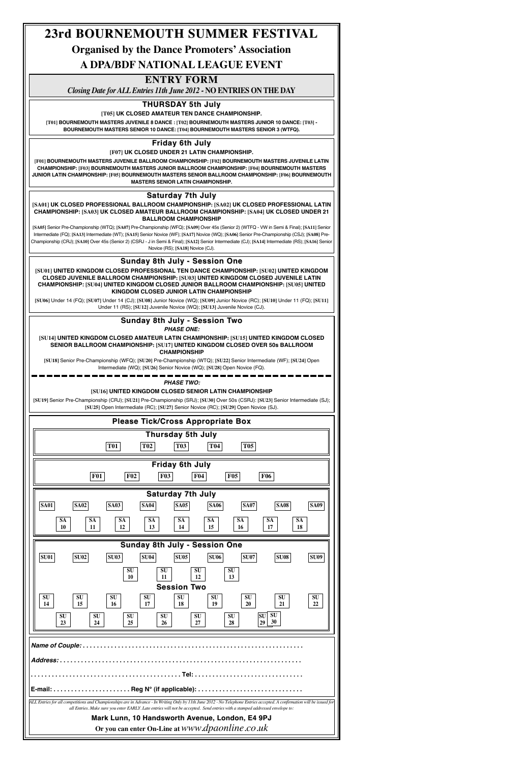# 23rd BOURNEMOUTH SUMMER FESTIVAL

## Organised by the Dance Promoters' Association

## A DPA/BDF NATIONAL LEAGUE EVENT

## ENTRY FORM

*Closing Date for ALL Entries 11th June 2012* - **NO ENTRIES ON THE DAY**

### THURSDAY 5th July

**[T05] UK CLOSED AMATEUR TEN DANCE CHAMPIONSHIP.**

**[T01] BOURNEMOUTH MASTERS JUVENILE 8 DANCE : [T02] BOURNEMOUTH MASTERS JUNIOR 10 DANCE: [T03] - BOURNEMOUTH MASTERS SENIOR 10 DANCE: [T04] BOURNEMOUTH MASTERS SENIOR 3 (WTFQ).**

### Friday 6th July

**[F07] UK CLOSED UNDER 21 LATIN CHAMPIONSHIP.**

**[F01] BOURNEMOUTH MASTERS JUVENILE BALLROOM CHAMPIONSHIP: [F02] BOURNEMOUTH MASTERS JUVENILE LATIN CHAMPIONSHIP: [F03] BOURNEMOUTH MASTERS JUNIOR BALLROOM CHAMPIONSHIP: [F04] BOURNEMOUTH MASTERS JUNIOR LATIN CHAMPIONSHIP: [F05] BOURNEMOUTH MASTERS SENIOR BALLROOM CHAMPIONSHIP: [F06] BOURNEMOUTH MASTERS SENIOR LATIN CHAMPIONSHIP.**

### Saturday 7th July

**[SA01] UK CLOSED PROFESSIONAL BALLROOM CHAMPIONSHIP: [SA02] UK CLOSED PROFESSIONAL LATIN CHAMPIONSHIP: [SA03] UK CLOSED AMATEUR BALLROOM CHAMPIONSHIP: [SA04] UK CLOSED UNDER 21 BALLROOM CHAMPIONSHIP**

**[SA05]** Senior Pre-Championship (WTQ); **[SA07]** Pre-Championship (WFQ); **[SA09]** Over 45s (Senior 2) (WTFQ - VW in Semi & Final); **[SA11]** Senior Intermediate (FQ); **[SA13]** Intermediate (WT); **[SA15]** Senior Novice (WF); **[SA17]** Novice (WQ); **[SA06]** Senior Pre-Championship (CSJ); **[SA08]** Pre-Championship (CRJ); **[SA10]** Over 45s (Senior 2) (CSRJ - J in Semi & Final); **[SA12]** Senior Intermediate (CJ); **[SA14]** Intermediate (RS); **[SA16]** Senior Novice (RS); **[SA18]** Novice (CJ).

### Sunday 8th July - Session One

**[SU01] UNITED KINGDOM CLOSED PROFESSIONAL TEN DANCE CHAMPIONSHIP: [SU02] UNITED KINGDOM CLOSED JUVENILE BALLROOM CHAMPIONSHIP: [SU03] UNITED KINGDOM CLOSED JUVENILE LATIN CHAMPIONSHIP: [SU04] UNITED KINGDOM CLOSED JUNIOR BALLROOM CHAMPIONSHIP: [SU05] UNITED KINGDOM CLOSED JUNIOR LATIN CHAMPIONSHIP**

**[SU06]** Under 14 (FQ); **[SU07]** Under 14 (CJ); **[SU08]** Junior Novice (WQ); **[SU09]** Junior Novice (RC); **[SU10]** Under 11 (FQ); **[SU11]** Under 11 (RS); **[SU12]** Juvenile Novice (WQ); **[SU13]** Juvenile Novice (CJ).

### Sunday 8th July - Session Two

***PHASE ONE:***

**[SU14] UNITED KINGDOM CLOSED AMATEUR LATIN CHAMPIONSHIP: [SU15] UNITED KINGDOM CLOSED SENIOR BALLROOM CHAMPIONSHIP: [SU17] UNITED KINGDOM CLOSED OVER 50s BALLROOM CHAMPIONSHIP**

**[SU18]** Senior Pre-Championship (WFQ); **[SU20]** Pre-Championship (WTQ); **[SU22]** Senior Intermediate (WF); **[SU24]** Open Intermediate (WQ); **[SU26]** Senior Novice (WQ); **[SU28]** Open Novice (FQ).

***PHASE TWO:***

**[SU16] UNITED KINGDOM CLOSED SENIOR LATIN CHAMPIONSHIP**

**[SU19]** Senior Pre-Championship (CRJ); **[SU21]** Pre-Championship (SRJ); **[SU30]** Over 50s (CSRJ): **[SU23]** Senior Intermediate (SJ); **[SU25]** Open Intermediate (RC); **[SU27]** Senior Novice (RC); **[SU29]** Open Novice (SJ).

### Please Tick/Cross Appropriate Box

**Thursday 5th July**

T01 | T02 | T03 | T04 | T05

**Friday 6th July**

F01 | F02 | F03 | F04 | F05 | F06

**Saturday 7th July**

SA01 | SA02 | SA03 | SA04 | SA05 | SA06 | SA07 | SA08 | SA09

SA 10 | SA 11 | SA 12 | SA 13 | SA 14 | SA 15 | SA 16 | SA 17 | SA 18

**Sunday 8th July - Session One**

SU01 | SU02 | SU03 | SU04 | SU05 | SU06 | SU07 | SU08 | SU09

SU 10 | SU 11 | SU 12 | SU 13

**Session Two**

SU 14 | SU 15 | SU 16 | SU 17 | SU 18 | SU 19 | SU 20 | SU 21 | SU 22

SU 23 | SU 24 | SU 25 | SU 26 | SU 27 | SU 28 | SU 29 | SU 30

**Name of Couple:** . . . . . . . . . . . . . . . . . . . . . . . . . . . . . . . . . . . . . . . . . . . . . . . . . . . . . . . . . . . . .

**Address:** . . . . . . . . . . . . . . . . . . . . . . . . . . . . . . . . . . . . . . . . . . . . . . . . . . . . . . . . . . . . . . . . . . .

. . . . . . . . . . . . . . . . . . . . . . . . . . . . . . . . . . . . . . . . . . . **Tel:** . . . . . . . . . . . . . . . . . . . . . . . . . . . . . . .

**E-mail:** . . . . . . . . . . . . . . . . . . . . . . **Reg N° (if applicable):** . . . . . . . . . . . . . . . . . . . . . . . . . . . . . .

*ALL Entries for all competitions and Championships are in Advance - In Writing Only by 11th June 2012 - No Telephone Entries accepted. A confirmation will be issued for all Entries. Make sure you enter EARLY. Late entries will not be accepted. Send entries with a stamped addressed envelope to:*

**Mark Lunn, 10 Handsworth Avenue, London, E4 9PJ**

**Or you can enter On-Line at** *www.dpaonline.co.uk*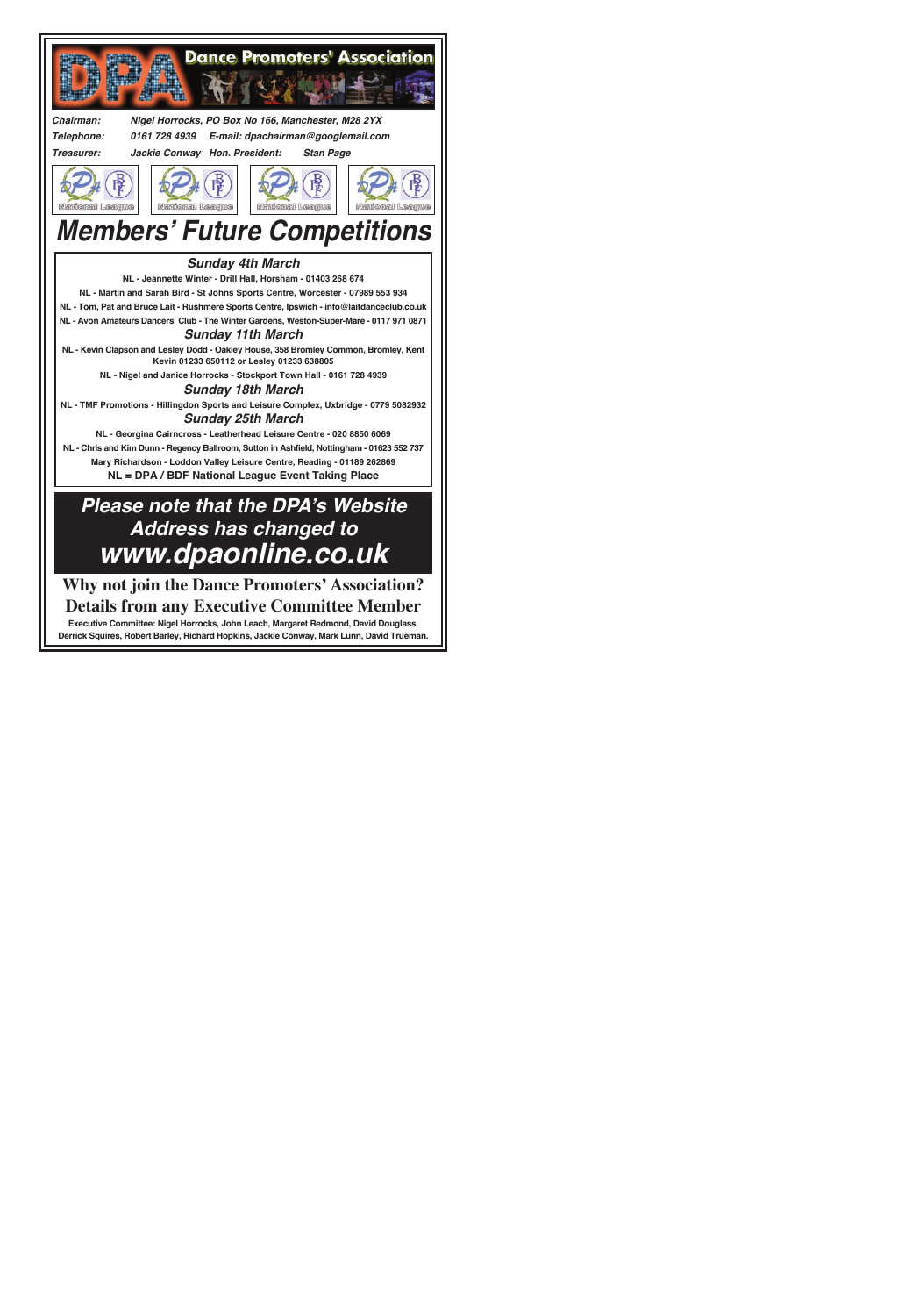# Dance Promoters' Association

*Chairman:* *Nigel Horrocks, PO Box No 166, Manchester, M28 2YX*

*Telephone:* *0161 728 4939 E-mail: dpachairman@googlemail.com*

*Treasurer:* *Jackie Conway Hon. President: Stan Page*

National League National League National League National League

# *Members' Future Competitions*

### *Sunday 4th March*

**NL - Jeannette Winter - Drill Hall, Horsham - 01403 268 674**

**NL - Martin and Sarah Bird - St Johns Sports Centre, Worcester - 07989 553 934**

**NL - Tom, Pat and Bruce Lait - Rushmere Sports Centre, Ipswich - info@laitdanceclub.co.uk**

**NL - Avon Amateurs Dancers' Club - The Winter Gardens, Weston-Super-Mare - 0117 971 0871**

### *Sunday 11th March*

**NL - Kevin Clapson and Lesley Dodd - Oakley House, 358 Bromley Common, Bromley, Kent Kevin 01233 650112 or Lesley 01233 638805**

**NL - Nigel and Janice Horrocks - Stockport Town Hall - 0161 728 4939**

### *Sunday 18th March*

**NL - TMF Promotions - Hillingdon Sports and Leisure Complex, Uxbridge - 0779 5082932**

### *Sunday 25th March*

**NL - Georgina Cairncross - Leatherhead Leisure Centre - 020 8850 6069**

**NL - Chris and Kim Dunn - Regency Ballroom, Sutton in Ashfield, Nottingham - 01623 552 737**

**Mary Richardson - Loddon Valley Leisure Centre, Reading - 01189 262869**

**NL = DPA / BDF National League Event Taking Place**

## *Please note that the DPA's Website Address has changed to www.dpaonline.co.uk*

**Why not join the Dance Promoters' Association? Details from any Executive Committee Member**

**Executive Committee: Nigel Horrocks, John Leach, Margaret Redmond, David Douglass, Derrick Squires, Robert Barley, Richard Hopkins, Jackie Conway, Mark Lunn, David Trueman.**